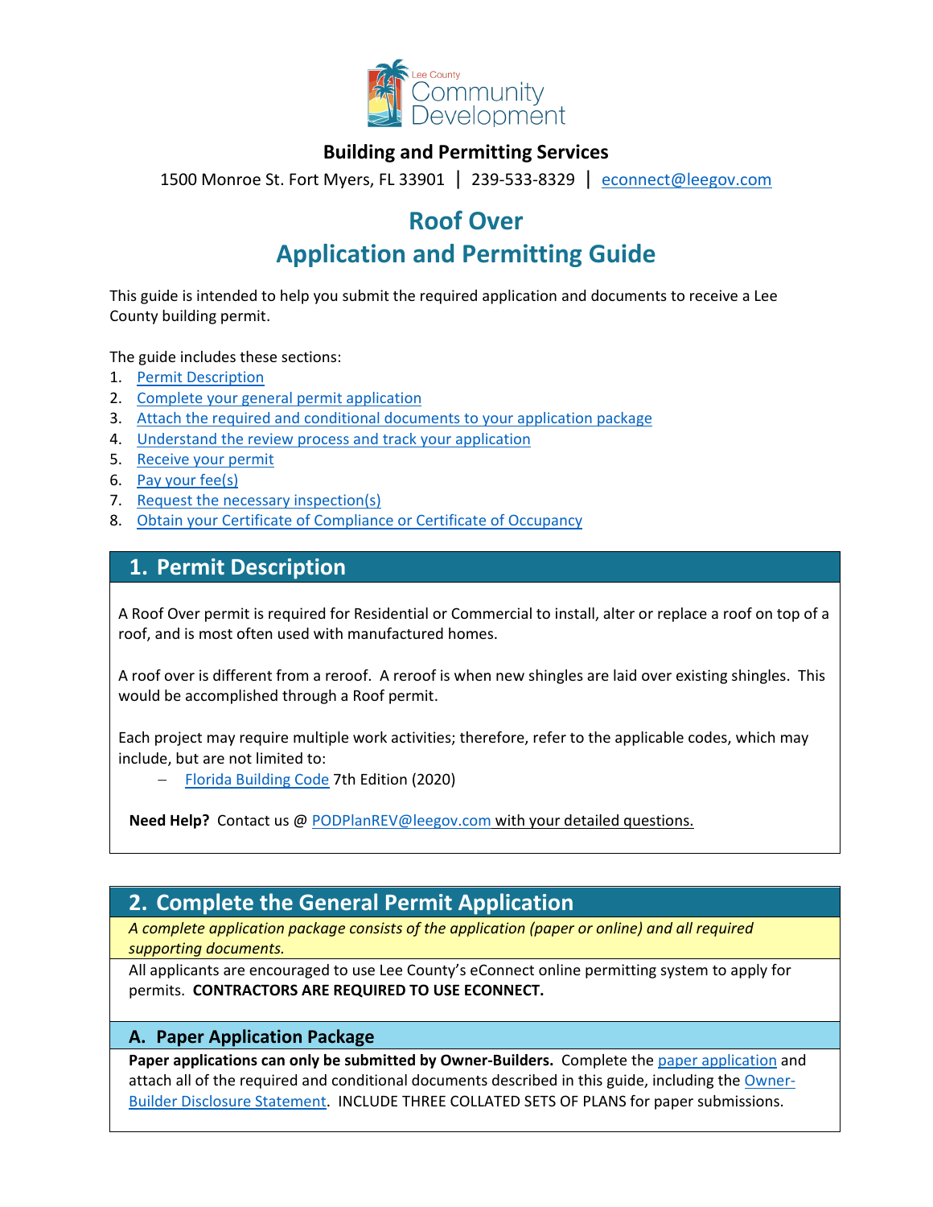Lee County Community Development

**Building and Permitting Services**

1500 Monroe St. Fort Myers, FL 33901 | 239-533-8329 | econnect@leegov.com

# Roof Over
# Application and Permitting Guide

This guide is intended to help you submit the required application and documents to receive a Lee County building permit.

The guide includes these sections:

1. Permit Description
2. Complete your general permit application
3. Attach the required and conditional documents to your application package
4. Understand the review process and track your application
5. Receive your permit
6. Pay your fee(s)
7. Request the necessary inspection(s)
8. Obtain your Certificate of Compliance or Certificate of Occupancy

## 1. Permit Description

A Roof Over permit is required for Residential or Commercial to install, alter or replace a roof on top of a roof, and is most often used with manufactured homes.

A roof over is different from a reroof. A reroof is when new shingles are laid over existing shingles. This would be accomplished through a Roof permit.

Each project may require multiple work activities; therefore, refer to the applicable codes, which may include, but are not limited to:

- Florida Building Code 7th Edition (2020)

**Need Help?** Contact us @ PODPlanREV@leegov.com with your detailed questions.

## 2. Complete the General Permit Application

*A complete application package consists of the application (paper or online) and all required supporting documents.*

All applicants are encouraged to use Lee County's eConnect online permitting system to apply for permits. **CONTRACTORS ARE REQUIRED TO USE ECONNECT.**

### A. Paper Application Package

**Paper applications can only be submitted by Owner-Builders.** Complete the paper application and attach all of the required and conditional documents described in this guide, including the Owner-Builder Disclosure Statement. INCLUDE THREE COLLATED SETS OF PLANS for paper submissions.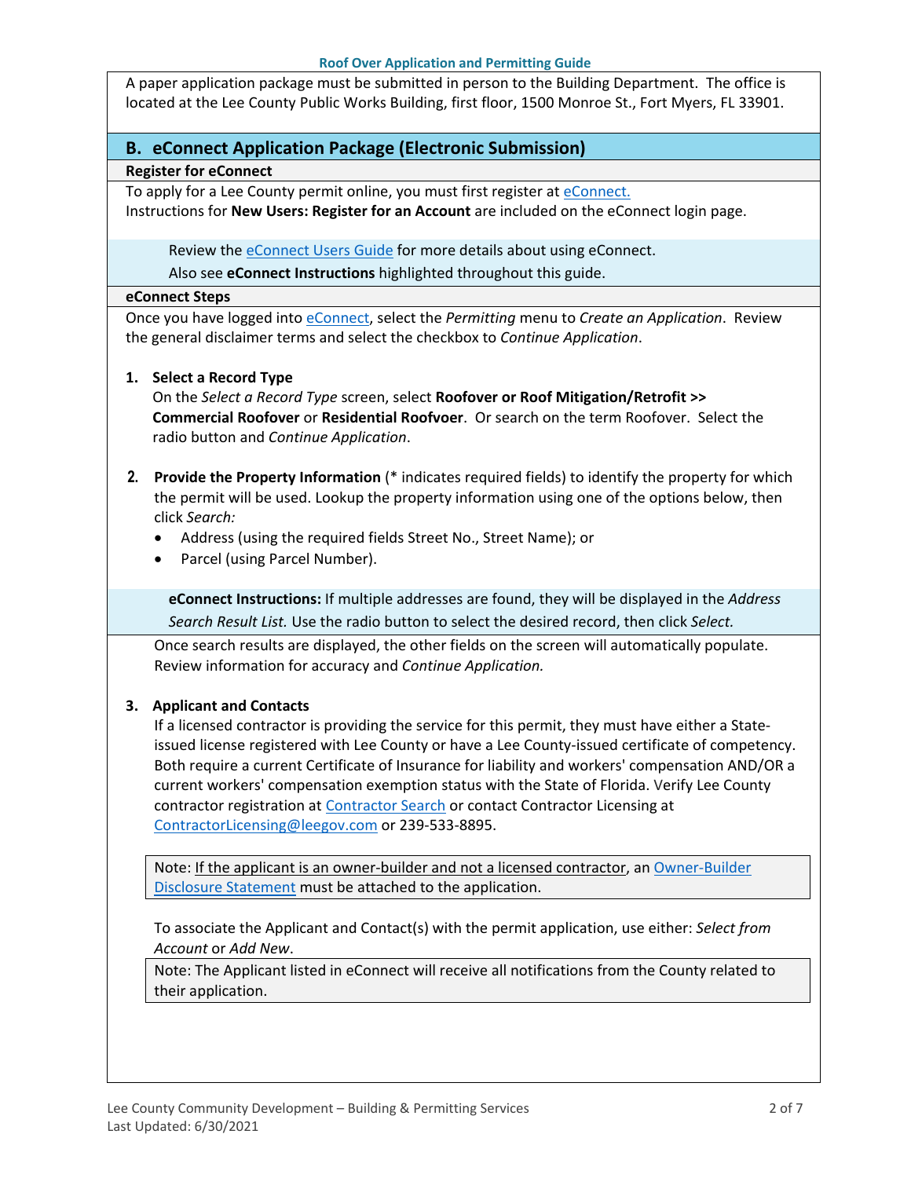A paper application package must be submitted in person to the Building Department. The office is located at the Lee County Public Works Building, first floor, 1500 Monroe St., Fort Myers, FL 33901.

## B. eConnect Application Package (Electronic Submission)

### Register for eConnect

To apply for a Lee County permit online, you must first register at eConnect.
Instructions for **New Users: Register for an Account** are included on the eConnect login page.

> Review the eConnect Users Guide for more details about using eConnect.
> Also see **eConnect Instructions** highlighted throughout this guide.

### eConnect Steps

Once you have logged into eConnect, select the *Permitting* menu to *Create an Application*. Review the general disclaimer terms and select the checkbox to *Continue Application*.

1. **Select a Record Type**
   On the *Select a Record Type* screen, select **Roofover or Roof Mitigation/Retrofit >> Commercial Roofover** or **Residential Roofvoer**. Or search on the term Roofover. Select the radio button and *Continue Application*.

2. **Provide the Property Information** (* indicates required fields) to identify the property for which the permit will be used. Lookup the property information using one of the options below, then click *Search:*
   - Address (using the required fields Street No., Street Name); or
   - Parcel (using Parcel Number).

   > **eConnect Instructions:** If multiple addresses are found, they will be displayed in the *Address Search Result List.* Use the radio button to select the desired record, then click *Select.*

   Once search results are displayed, the other fields on the screen will automatically populate. Review information for accuracy and *Continue Application.*

3. **Applicant and Contacts**
   If a licensed contractor is providing the service for this permit, they must have either a State-issued license registered with Lee County or have a Lee County-issued certificate of competency. Both require a current Certificate of Insurance for liability and workers' compensation AND/OR a current workers' compensation exemption status with the State of Florida. Verify Lee County contractor registration at Contractor Search or contact Contractor Licensing at ContractorLicensing@leegov.com or 239-533-8895.

   > Note: If the applicant is an owner-builder and not a licensed contractor, an Owner-Builder Disclosure Statement must be attached to the application.

   To associate the Applicant and Contact(s) with the permit application, use either: *Select from Account* or *Add New*.

   > Note: The Applicant listed in eConnect will receive all notifications from the County related to their application.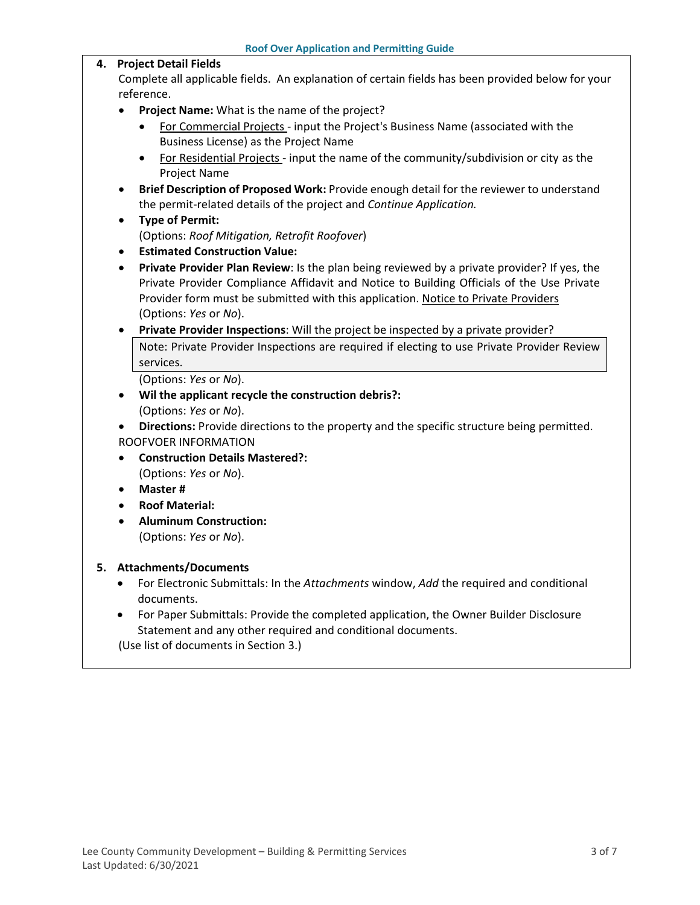4. **Project Detail Fields**

   Complete all applicable fields. An explanation of certain fields has been provided below for your reference.

   - **Project Name:** What is the name of the project?
     - For Commercial Projects - input the Project's Business Name (associated with the Business License) as the Project Name
     - For Residential Projects - input the name of the community/subdivision or city as the Project Name
   - **Brief Description of Proposed Work:** Provide enough detail for the reviewer to understand the permit-related details of the project and *Continue Application.*
   - **Type of Permit:**
     (Options: *Roof Mitigation, Retrofit Roofover*)
   - **Estimated Construction Value:**
   - **Private Provider Plan Review**: Is the plan being reviewed by a private provider? If yes, the Private Provider Compliance Affidavit and Notice to Building Officials of the Use Private Provider form must be submitted with this application. Notice to Private Providers
     (Options: *Yes* or *No*).
   - **Private Provider Inspections**: Will the project be inspected by a private provider?

     > Note: Private Provider Inspections are required if electing to use Private Provider Review services.

     (Options: *Yes* or *No*).
   - **Wil the applicant recycle the construction debris?:**
     (Options: *Yes* or *No*).
   - **Directions:** Provide directions to the property and the specific structure being permitted.

   ROOFVOER INFORMATION

   - **Construction Details Mastered?:**
     (Options: *Yes* or *No*).
   - **Master #**
   - **Roof Material:**
   - **Aluminum Construction:**
     (Options: *Yes* or *No*).

5. **Attachments/Documents**

   - For Electronic Submittals: In the *Attachments* window, *Add* the required and conditional documents.
   - For Paper Submittals: Provide the completed application, the Owner Builder Disclosure Statement and any other required and conditional documents.

   (Use list of documents in Section 3.)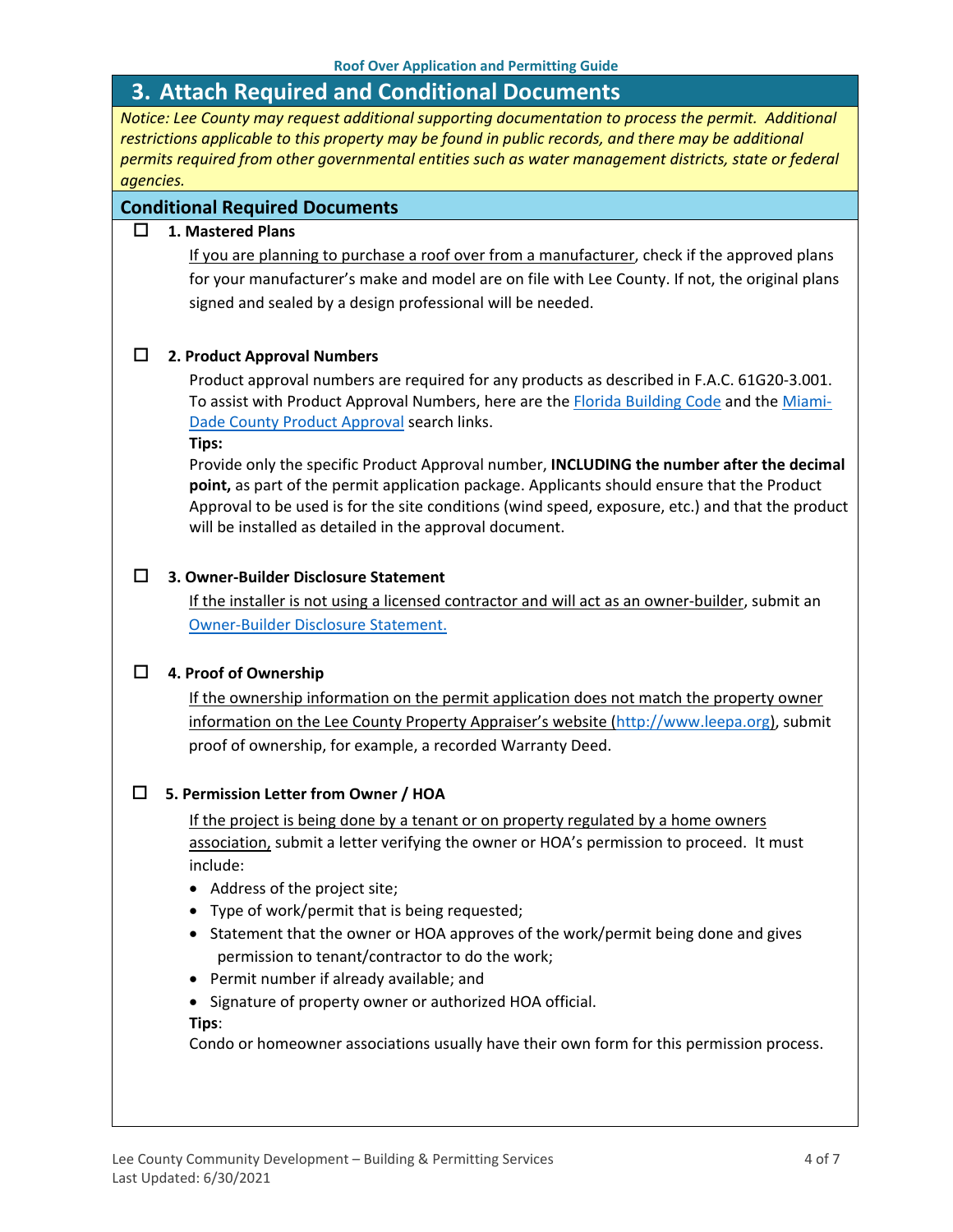## 3. Attach Required and Conditional Documents

*Notice: Lee County may request additional supporting documentation to process the permit. Additional restrictions applicable to this property may be found in public records, and there may be additional permits required from other governmental entities such as water management districts, state or federal agencies.*

### Conditional Required Documents

☐ **1. Mastered Plans**

If you are planning to purchase a roof over from a manufacturer, check if the approved plans for your manufacturer's make and model are on file with Lee County. If not, the original plans signed and sealed by a design professional will be needed.

☐ **2. Product Approval Numbers**

Product approval numbers are required for any products as described in F.A.C. 61G20-3.001. To assist with Product Approval Numbers, here are the Florida Building Code and the Miami-Dade County Product Approval search links.

**Tips:**

Provide only the specific Product Approval number, **INCLUDING the number after the decimal point,** as part of the permit application package. Applicants should ensure that the Product Approval to be used is for the site conditions (wind speed, exposure, etc.) and that the product will be installed as detailed in the approval document.

☐ **3. Owner-Builder Disclosure Statement**

If the installer is not using a licensed contractor and will act as an owner-builder, submit an Owner-Builder Disclosure Statement.

☐ **4. Proof of Ownership**

If the ownership information on the permit application does not match the property owner information on the Lee County Property Appraiser's website (http://www.leepa.org), submit proof of ownership, for example, a recorded Warranty Deed.

☐ **5. Permission Letter from Owner / HOA**

If the project is being done by a tenant or on property regulated by a home owners association, submit a letter verifying the owner or HOA's permission to proceed. It must include:

- Address of the project site;
- Type of work/permit that is being requested;
- Statement that the owner or HOA approves of the work/permit being done and gives permission to tenant/contractor to do the work;
- Permit number if already available; and
- Signature of property owner or authorized HOA official.

**Tips**:

Condo or homeowner associations usually have their own form for this permission process.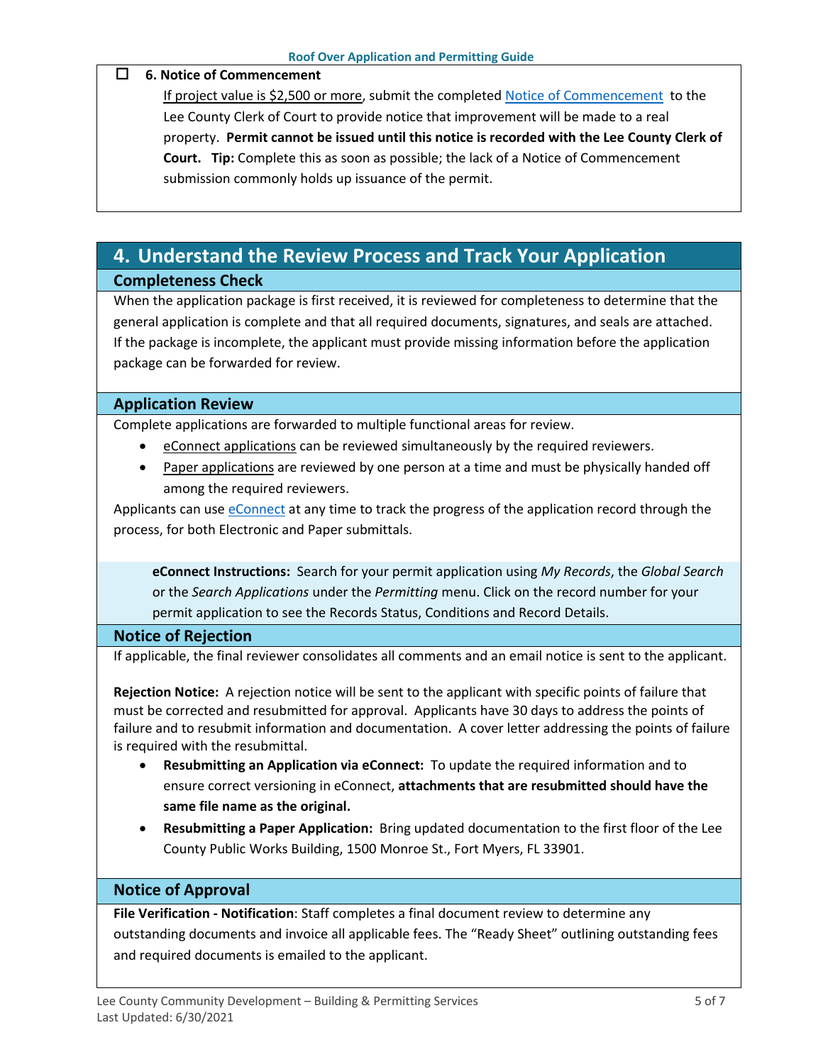☐ **6. Notice of Commencement**

If project value is $2,500 or more, submit the completed Notice of Commencement to the Lee County Clerk of Court to provide notice that improvement will be made to a real property. **Permit cannot be issued until this notice is recorded with the Lee County Clerk of Court. Tip:** Complete this as soon as possible; the lack of a Notice of Commencement submission commonly holds up issuance of the permit.

## 4. Understand the Review Process and Track Your Application

### Completeness Check

When the application package is first received, it is reviewed for completeness to determine that the general application is complete and that all required documents, signatures, and seals are attached. If the package is incomplete, the applicant must provide missing information before the application package can be forwarded for review.

### Application Review

Complete applications are forwarded to multiple functional areas for review.

- eConnect applications can be reviewed simultaneously by the required reviewers.
- Paper applications are reviewed by one person at a time and must be physically handed off among the required reviewers.

Applicants can use eConnect at any time to track the progress of the application record through the process, for both Electronic and Paper submittals.

**eConnect Instructions:** Search for your permit application using *My Records*, the *Global Search* or the *Search Applications* under the *Permitting* menu. Click on the record number for your permit application to see the Records Status, Conditions and Record Details.

### Notice of Rejection

If applicable, the final reviewer consolidates all comments and an email notice is sent to the applicant.

**Rejection Notice:** A rejection notice will be sent to the applicant with specific points of failure that must be corrected and resubmitted for approval. Applicants have 30 days to address the points of failure and to resubmit information and documentation. A cover letter addressing the points of failure is required with the resubmittal.

- **Resubmitting an Application via eConnect:** To update the required information and to ensure correct versioning in eConnect, **attachments that are resubmitted should have the same file name as the original.**
- **Resubmitting a Paper Application:** Bring updated documentation to the first floor of the Lee County Public Works Building, 1500 Monroe St., Fort Myers, FL 33901.

### Notice of Approval

**File Verification - Notification**: Staff completes a final document review to determine any outstanding documents and invoice all applicable fees. The "Ready Sheet" outlining outstanding fees and required documents is emailed to the applicant.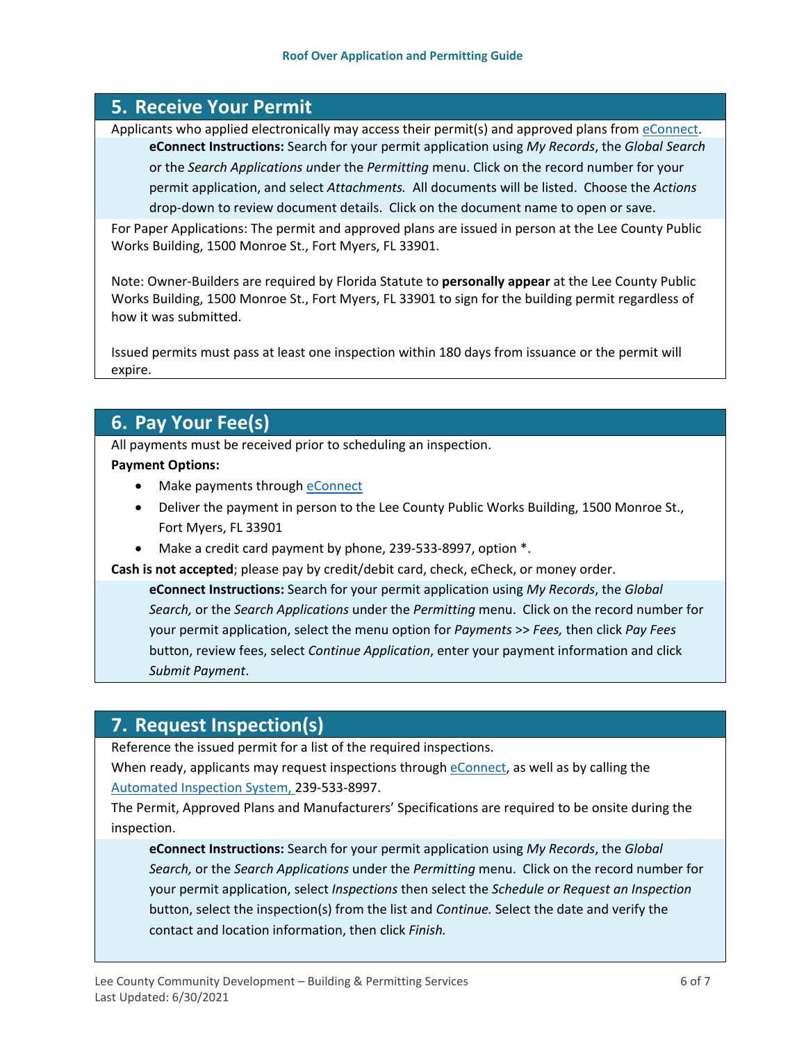## 5. Receive Your Permit

Applicants who applied electronically may access their permit(s) and approved plans from eConnect.

> **eConnect Instructions:** Search for your permit application using *My Records*, the *Global Search* or the *Search Applications* under the *Permitting* menu. Click on the record number for your permit application, and select *Attachments.* All documents will be listed. Choose the *Actions* drop-down to review document details. Click on the document name to open or save.

For Paper Applications: The permit and approved plans are issued in person at the Lee County Public Works Building, 1500 Monroe St., Fort Myers, FL 33901.

Note: Owner-Builders are required by Florida Statute to **personally appear** at the Lee County Public Works Building, 1500 Monroe St., Fort Myers, FL 33901 to sign for the building permit regardless of how it was submitted.

Issued permits must pass at least one inspection within 180 days from issuance or the permit will expire.

## 6. Pay Your Fee(s)

All payments must be received prior to scheduling an inspection.

**Payment Options:**

- Make payments through eConnect
- Deliver the payment in person to the Lee County Public Works Building, 1500 Monroe St., Fort Myers, FL 33901
- Make a credit card payment by phone, 239-533-8997, option *.

**Cash is not accepted**; please pay by credit/debit card, check, eCheck, or money order.

> **eConnect Instructions:** Search for your permit application using *My Records*, the *Global Search,* or the *Search Applications* under the *Permitting* menu. Click on the record number for your permit application, select the menu option for *Payments >> Fees,* then click *Pay Fees* button, review fees, select *Continue Application*, enter your payment information and click *Submit Payment*.

## 7. Request Inspection(s)

Reference the issued permit for a list of the required inspections.

When ready, applicants may request inspections through eConnect, as well as by calling the Automated Inspection System, 239-533-8997.

The Permit, Approved Plans and Manufacturers' Specifications are required to be onsite during the inspection.

> **eConnect Instructions:** Search for your permit application using *My Records*, the *Global Search,* or the *Search Applications* under the *Permitting* menu. Click on the record number for your permit application, select *Inspections* then select the *Schedule or Request an Inspection* button, select the inspection(s) from the list and *Continue.* Select the date and verify the contact and location information, then click *Finish.*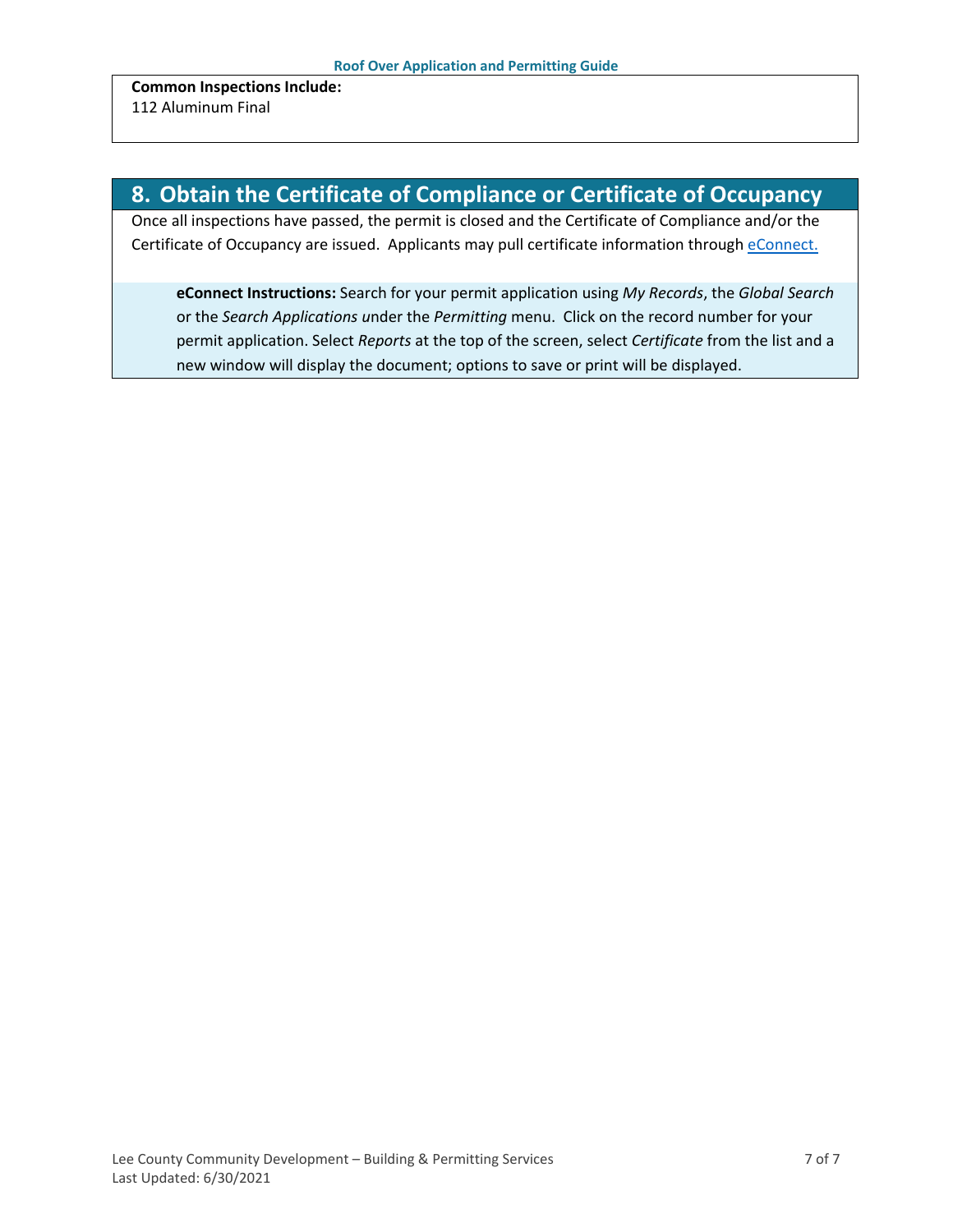**Common Inspections Include:**
112 Aluminum Final

## 8. Obtain the Certificate of Compliance or Certificate of Occupancy

Once all inspections have passed, the permit is closed and the Certificate of Compliance and/or the Certificate of Occupancy are issued. Applicants may pull certificate information through eConnect.

**eConnect Instructions:** Search for your permit application using *My Records*, the *Global Search* or the *Search Applications* under the *Permitting* menu. Click on the record number for your permit application. Select *Reports* at the top of the screen, select *Certificate* from the list and a new window will display the document; options to save or print will be displayed.